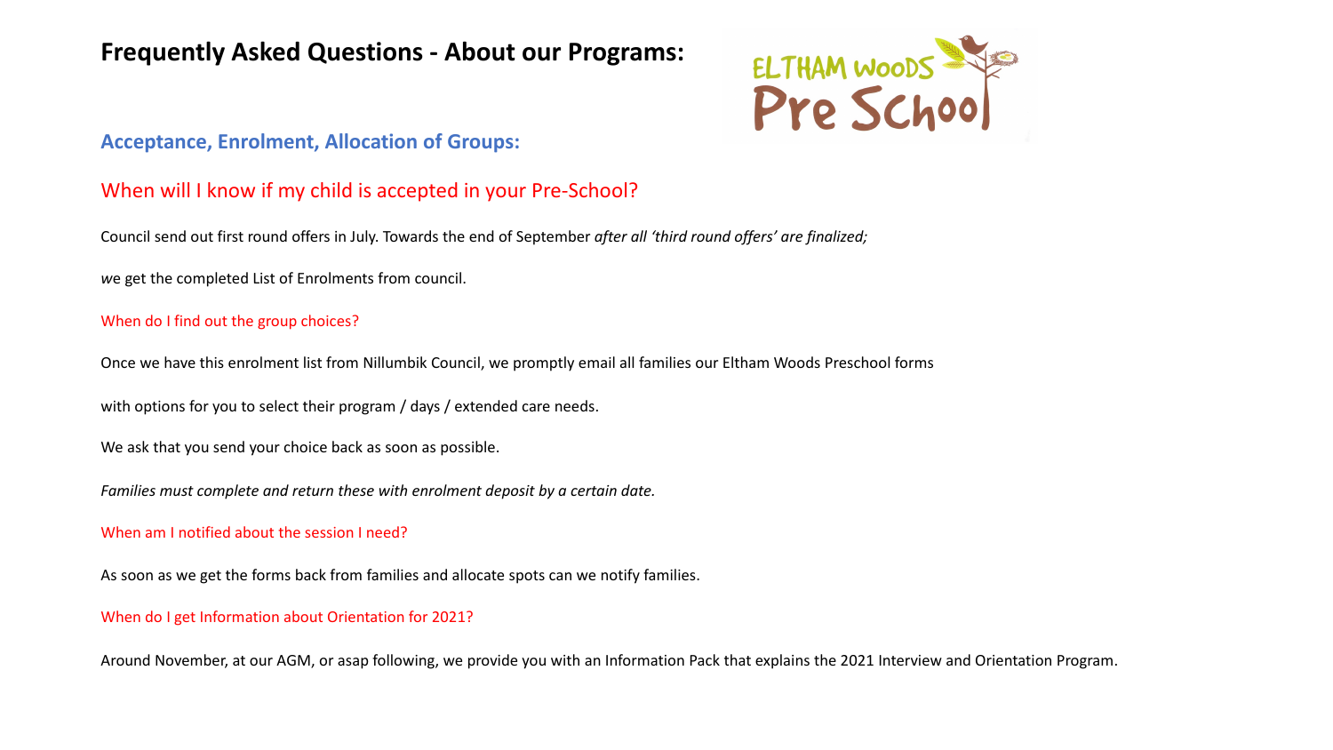# Frequently Asked Questions - About our Programs:

## Acceptance, Enrolment, Allocation of Groups:

### When will I know if my child is accepted in your Pre-School?

Council send out first round offers in July. Towards the end of September *after all 'third round offers' are finalized;*

*we* get the completed List of Enrolments from council.

#### When do I find out the group choices?

Once we have this enrolment list from Nillumbik Council, we promptly email all families our Eltham Woods Preschool forms

with options for you to select their program / days / extended care needs.

We ask that you send your choice back as soon as possible.

*Families must complete and return these with enrolment deposit by a certain date.*

#### When am I notified about the session I need?

As soon as we get the forms back from families and allocate spots can we notify families.

#### When do I get Information about Orientation for 2021?

Around November, at our AGM, or asap following, we provide you with an Information Pack that explains the 2021 Interview and Orientation Program.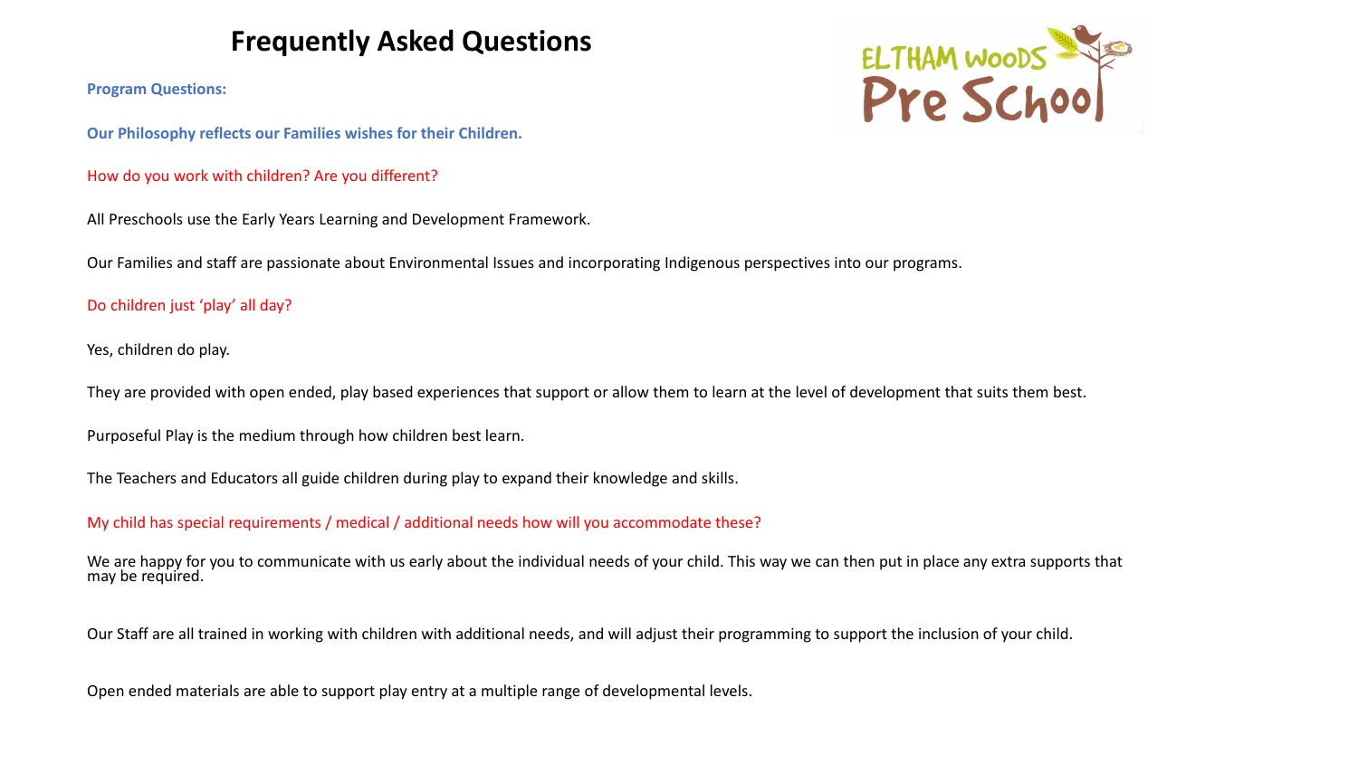# Frequently Asked Questions

**Program Questions:**

**Our Philosophy reflects our Families wishes for their Children.**

How do you work with children? Are you different?

All Preschools use the Early Years Learning and Development Framework.

Our Families and staff are passionate about Environmental Issues and incorporating Indigenous perspectives into our programs.

Do children just 'play' all day?

Yes, children do play.

They are provided with open ended, play based experiences that support or allow them to learn at the level of development that suits them best.

Purposeful Play is the medium through how children best learn.

The Teachers and Educators all guide children during play to expand their knowledge and skills.

My child has special requirements / medical / additional needs how will you accommodate these?

We are happy for you to communicate with us early about the individual needs of your child. This way we can then put in place any extra supports that may be required.

Our Staff are all trained in working with children with additional needs, and will adjust their programming to support the inclusion of your child.

Open ended materials are able to support play entry at a multiple range of developmental levels.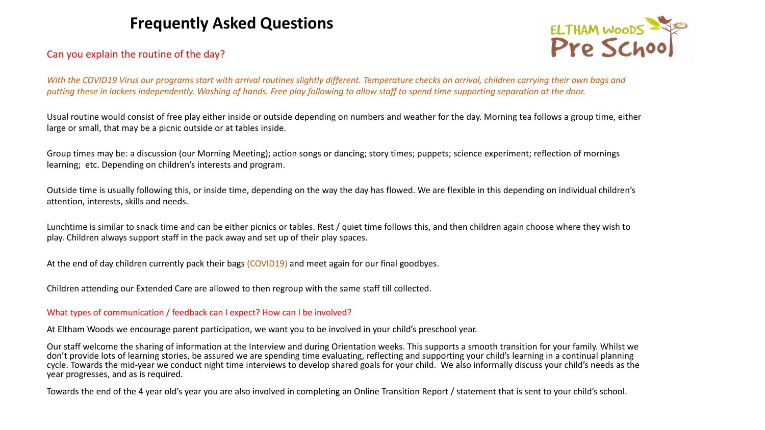# Frequently Asked Questions

ELTHAM WOODS Pre School

## Can you explain the routine of the day?

*With the COVID19 Virus our programs start with arrival routines slightly different. Temperature checks on arrival, children carrying their own bags and putting these in lockers independently. Washing of hands. Free play following to allow staff to spend time supporting separation at the door.*

Usual routine would consist of free play either inside or outside depending on numbers and weather for the day. Morning tea follows a group time, either large or small, that may be a picnic outside or at tables inside.

Group times may be: a discussion (our Morning Meeting); action songs or dancing; story times; puppets; science experiment; reflection of mornings learning; etc. Depending on children's interests and program.

Outside time is usually following this, or inside time, depending on the way the day has flowed. We are flexible in this depending on individual children's attention, interests, skills and needs.

Lunchtime is similar to snack time and can be either picnics or tables. Rest / quiet time follows this, and then children again choose where they wish to play. Children always support staff in the pack away and set up of their play spaces.

At the end of day children currently pack their bags (COVID19) and meet again for our final goodbyes.

Children attending our Extended Care are allowed to then regroup with the same staff till collected.

## What types of communication / feedback can I expect? How can I be involved?

At Eltham Woods we encourage parent participation, we want you to be involved in your child's preschool year.

Our staff welcome the sharing of information at the Interview and during Orientation weeks. This supports a smooth transition for your family. Whilst we don't provide lots of learning stories, be assured we are spending time evaluating, reflecting and supporting your child's learning in a continual planning cycle. Towards the mid-year we conduct night time interviews to develop shared goals for your child. We also informally discuss your child's needs as the year progresses, and as is required.

Towards the end of the 4 year old's year you are also involved in completing an Online Transition Report / statement that is sent to your child's school.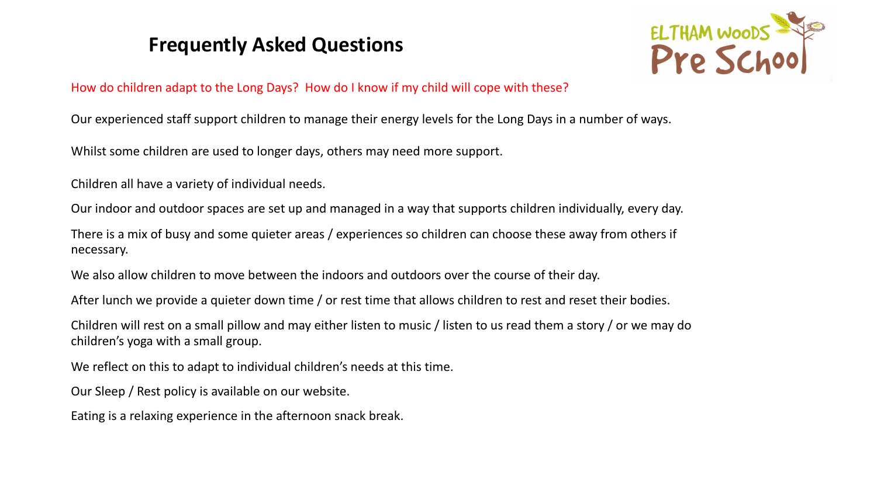# Frequently Asked Questions

How do children adapt to the Long Days? How do I know if my child will cope with these?

Our experienced staff support children to manage their energy levels for the Long Days in a number of ways.

Whilst some children are used to longer days, others may need more support.

Children all have a variety of individual needs.

Our indoor and outdoor spaces are set up and managed in a way that supports children individually, every day.

There is a mix of busy and some quieter areas / experiences so children can choose these away from others if necessary.

We also allow children to move between the indoors and outdoors over the course of their day.

After lunch we provide a quieter down time / or rest time that allows children to rest and reset their bodies.

Children will rest on a small pillow and may either listen to music / listen to us read them a story / or we may do children's yoga with a small group.

We reflect on this to adapt to individual children's needs at this time.

Our Sleep / Rest policy is available on our website.

Eating is a relaxing experience in the afternoon snack break.